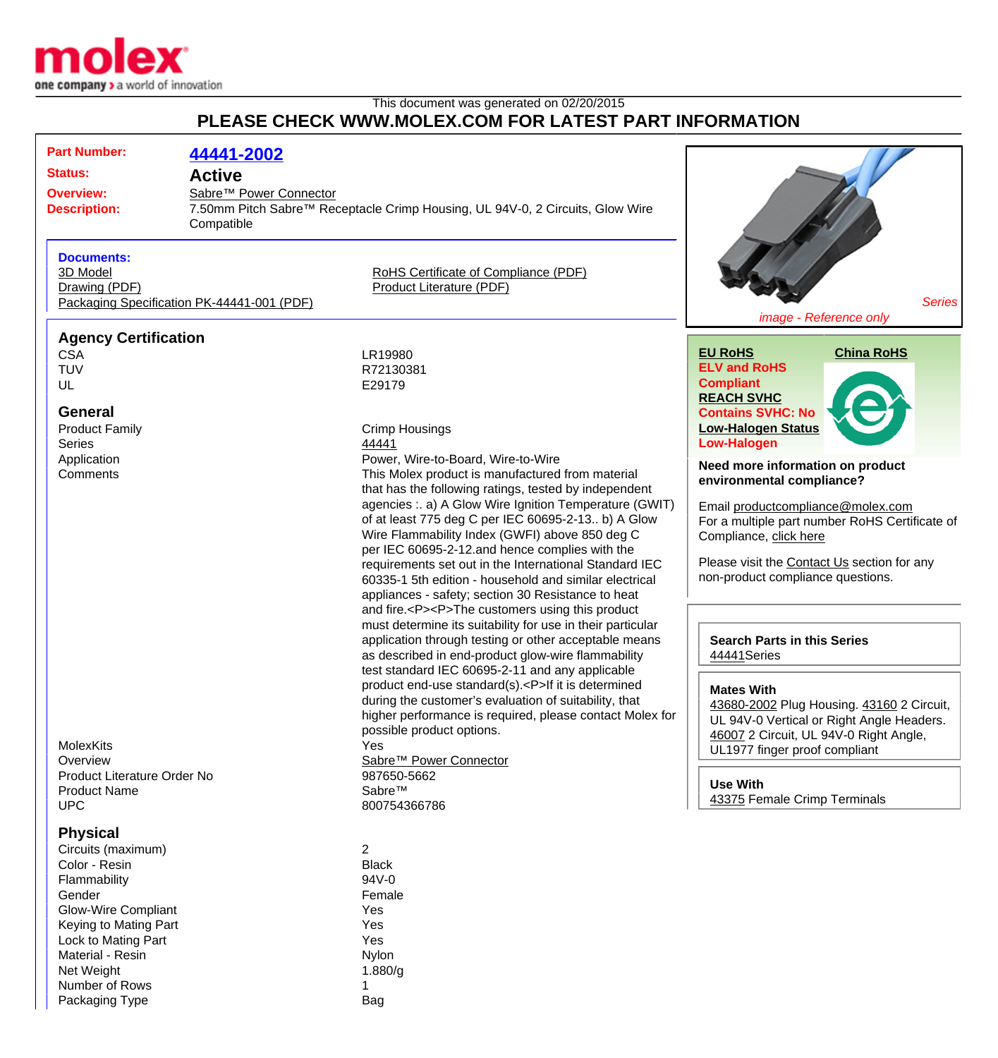This document was generated on 02/20/2015

# PLEASE CHECK WWW.MOLEX.COM FOR LATEST PART INFORMATION

| | |
|---|---|
| **Part Number:** | **44441-2002** |
| **Status:** | **Active** |
| **Overview:** | Sabre™ Power Connector |
| **Description:** | 7.50mm Pitch Sabre™ Receptacle Crimp Housing, UL 94V-0, 2 Circuits, Glow Wire Compatible |

**Documents:**

- 3D Model
- Drawing (PDF)
- Packaging Specification PK-44441-001 (PDF)
- RoHS Certificate of Compliance (PDF)
- Product Literature (PDF)

*Series image - Reference only*

**EU RoHS**
**ELV and RoHS Compliant**
**REACH SVHC**
**Contains SVHC: No**
**Low-Halogen Status**
**Low-Halogen**

**China RoHS**

**Need more information on product environmental compliance?**

Email productcompliance@molex.com
For a multiple part number RoHS Certificate of Compliance, click here

Please visit the Contact Us section for any non-product compliance questions.

**Search Parts in this Series**
44441Series

**Mates With**
43680-2002 Plug Housing. 43160 2 Circuit, UL 94V-0 Vertical or Right Angle Headers. 46007 2 Circuit, UL 94V-0 Right Angle, UL1977 finger proof compliant

**Use With**
43375 Female Crimp Terminals

## Agency Certification

| | |
|---|---|
| CSA | LR19980 |
| TUV | R72130381 |
| UL | E29179 |

## General

| | |
|---|---|
| Product Family | Crimp Housings |
| Series | 44441 |
| Application | Power, Wire-to-Board, Wire-to-Wire |
| Comments | This Molex product is manufactured from material that has the following ratings, tested by independent agencies :. a) A Glow Wire Ignition Temperature (GWIT) of at least 775 deg C per IEC 60695-2-13.. b) A Glow Wire Flammability Index (GWFI) above 850 deg C per IEC 60695-2-12.and hence complies with the requirements set out in the International Standard IEC 60335-1 5th edition - household and similar electrical appliances - safety; section 30 Resistance to heat and fire.<P><P>The customers using this product must determine its suitability for use in their particular application through testing or other acceptable means as described in end-product glow-wire flammability test standard IEC 60695-2-11 and any applicable product end-use standard(s).<P>If it is determined during the customer's evaluation of suitability, that higher performance is required, please contact Molex for possible product options. |
| MolexKits | Yes |
| Overview | Sabre™ Power Connector |
| Product Literature Order No | 987650-5662 |
| Product Name | Sabre™ |
| UPC | 800754366786 |

## Physical

| | |
|---|---|
| Circuits (maximum) | 2 |
| Color - Resin | Black |
| Flammability | 94V-0 |
| Gender | Female |
| Glow-Wire Compliant | Yes |
| Keying to Mating Part | Yes |
| Lock to Mating Part | Yes |
| Material - Resin | Nylon |
| Net Weight | 1.880/g |
| Number of Rows | 1 |
| Packaging Type | Bag |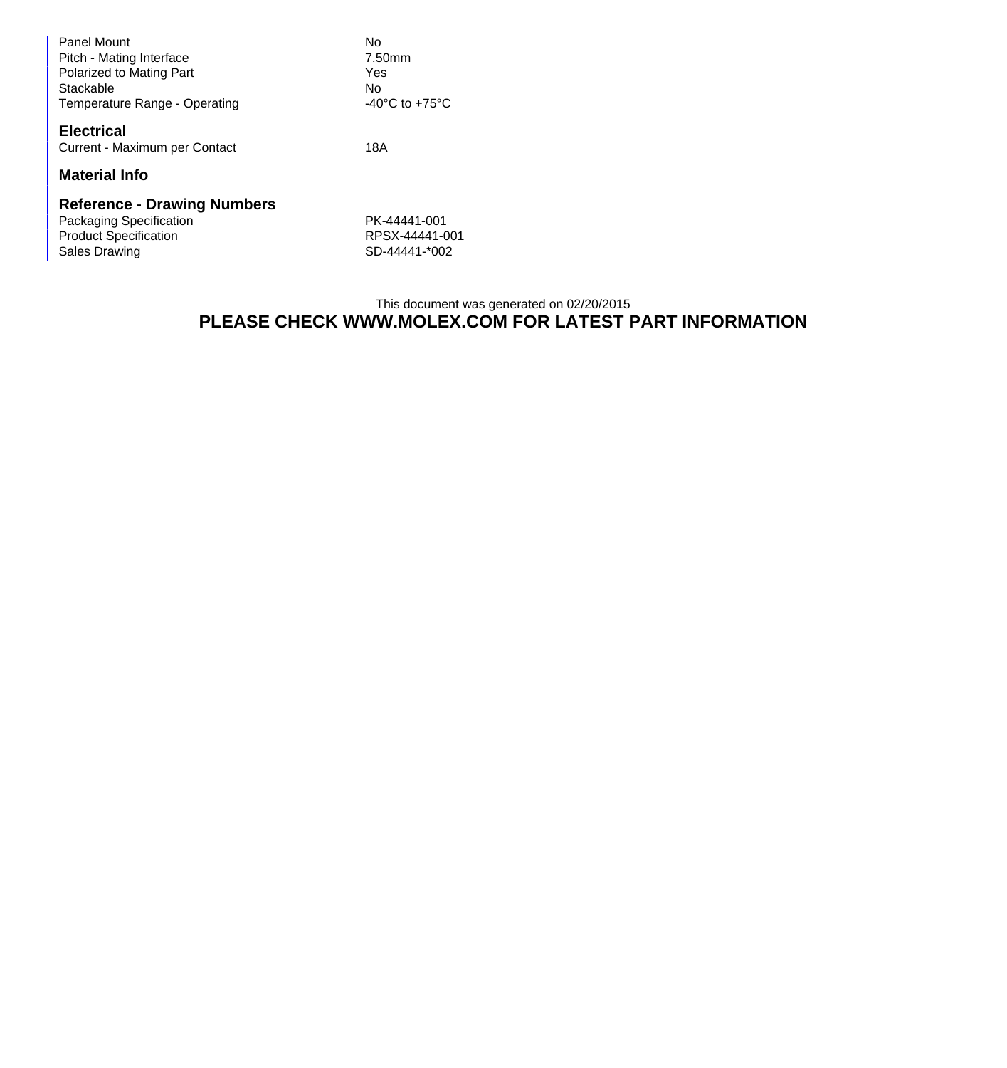| | |
|---|---|
| Panel Mount | No |
| Pitch - Mating Interface | 7.50mm |
| Polarized to Mating Part | Yes |
| Stackable | No |
| Temperature Range - Operating | -40°C to +75°C |

## Electrical

| | |
|---|---|
| Current - Maximum per Contact | 18A |

## Material Info

## Reference - Drawing Numbers

| | |
|---|---|
| Packaging Specification | PK-44441-001 |
| Product Specification | RPSX-44441-001 |
| Sales Drawing | SD-44441-*002 |

This document was generated on 02/20/2015

**PLEASE CHECK WWW.MOLEX.COM FOR LATEST PART INFORMATION**